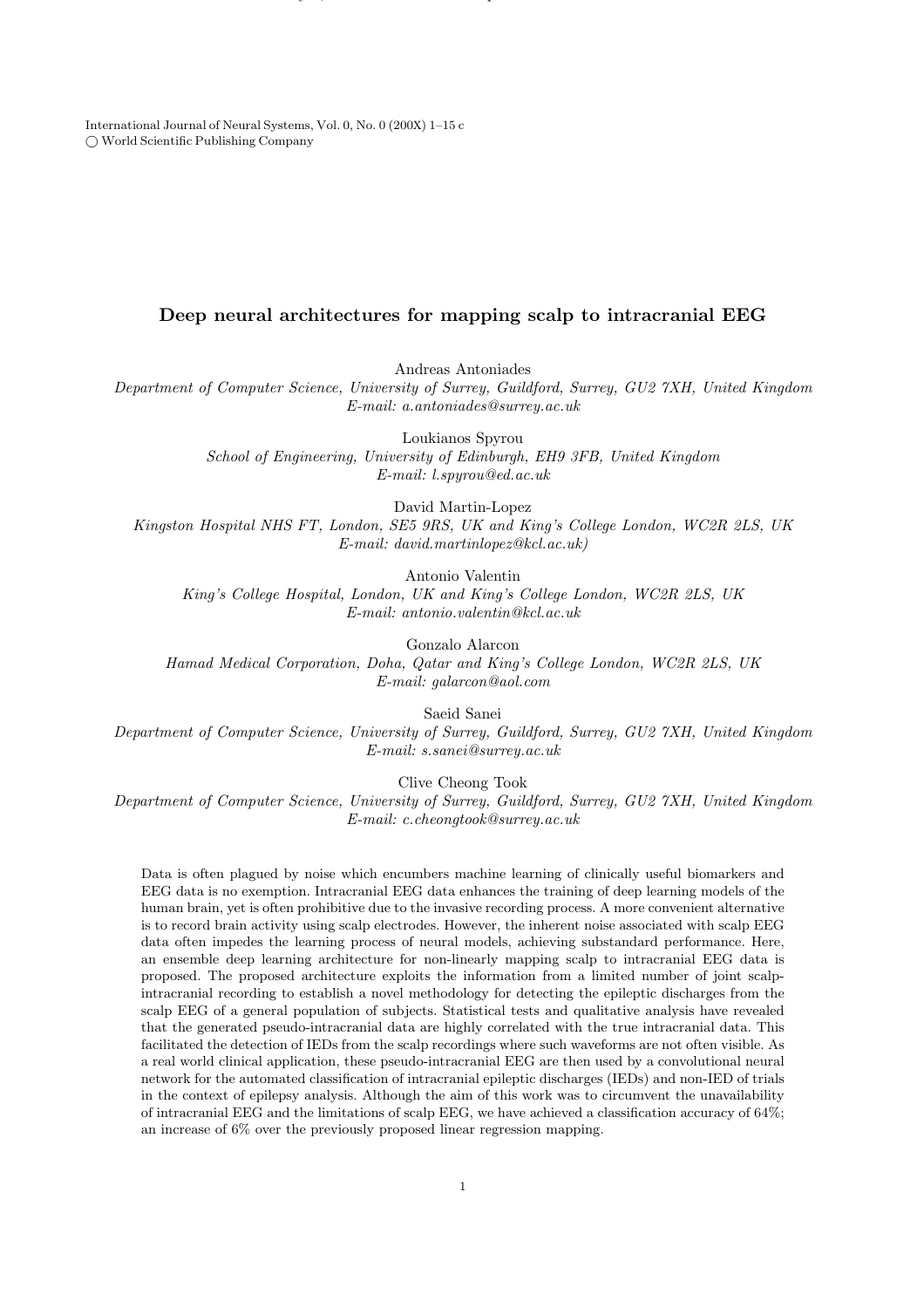# Deep neural architectures for mapping scalp to intracranial EEG

Andreas Antoniades
*Department of Computer Science, University of Surrey, Guildford, Surrey, GU2 7XH, United Kingdom*
*E-mail: a.antoniades@surrey.ac.uk*

Loukianos Spyrou
*School of Engineering, University of Edinburgh, EH9 3FB, United Kingdom*
*E-mail: l.spyrou@ed.ac.uk*

David Martin-Lopez
*Kingston Hospital NHS FT, London, SE5 9RS, UK and King's College London, WC2R 2LS, UK*
*E-mail: david.martinlopez@kcl.ac.uk)*

Antonio Valentin
*King's College Hospital, London, UK and King's College London, WC2R 2LS, UK*
*E-mail: antonio.valentin@kcl.ac.uk*

Gonzalo Alarcon
*Hamad Medical Corporation, Doha, Qatar and King's College London, WC2R 2LS, UK*
*E-mail: galarcon@aol.com*

Saeid Sanei
*Department of Computer Science, University of Surrey, Guildford, Surrey, GU2 7XH, United Kingdom*
*E-mail: s.sanei@surrey.ac.uk*

Clive Cheong Took
*Department of Computer Science, University of Surrey, Guildford, Surrey, GU2 7XH, United Kingdom*
*E-mail: c.cheongtook@surrey.ac.uk*

Data is often plagued by noise which encumbers machine learning of clinically useful biomarkers and EEG data is no exemption. Intracranial EEG data enhances the training of deep learning models of the human brain, yet is often prohibitive due to the invasive recording process. A more convenient alternative is to record brain activity using scalp electrodes. However, the inherent noise associated with scalp EEG data often impedes the learning process of neural models, achieving substandard performance. Here, an ensemble deep learning architecture for non-linearly mapping scalp to intracranial EEG data is proposed. The proposed architecture exploits the information from a limited number of joint scalp-intracranial recording to establish a novel methodology for detecting the epileptic discharges from the scalp EEG of a general population of subjects. Statistical tests and qualitative analysis have revealed that the generated pseudo-intracranial data are highly correlated with the true intracranial data. This facilitated the detection of IEDs from the scalp recordings where such waveforms are not often visible. As a real world clinical application, these pseudo-intracranial EEG are then used by a convolutional neural network for the automated classification of intracranial epileptic discharges (IEDs) and non-IED of trials in the context of epilepsy analysis. Although the aim of this work was to circumvent the unavailability of intracranial EEG and the limitations of scalp EEG, we have achieved a classification accuracy of 64%; an increase of 6% over the previously proposed linear regression mapping.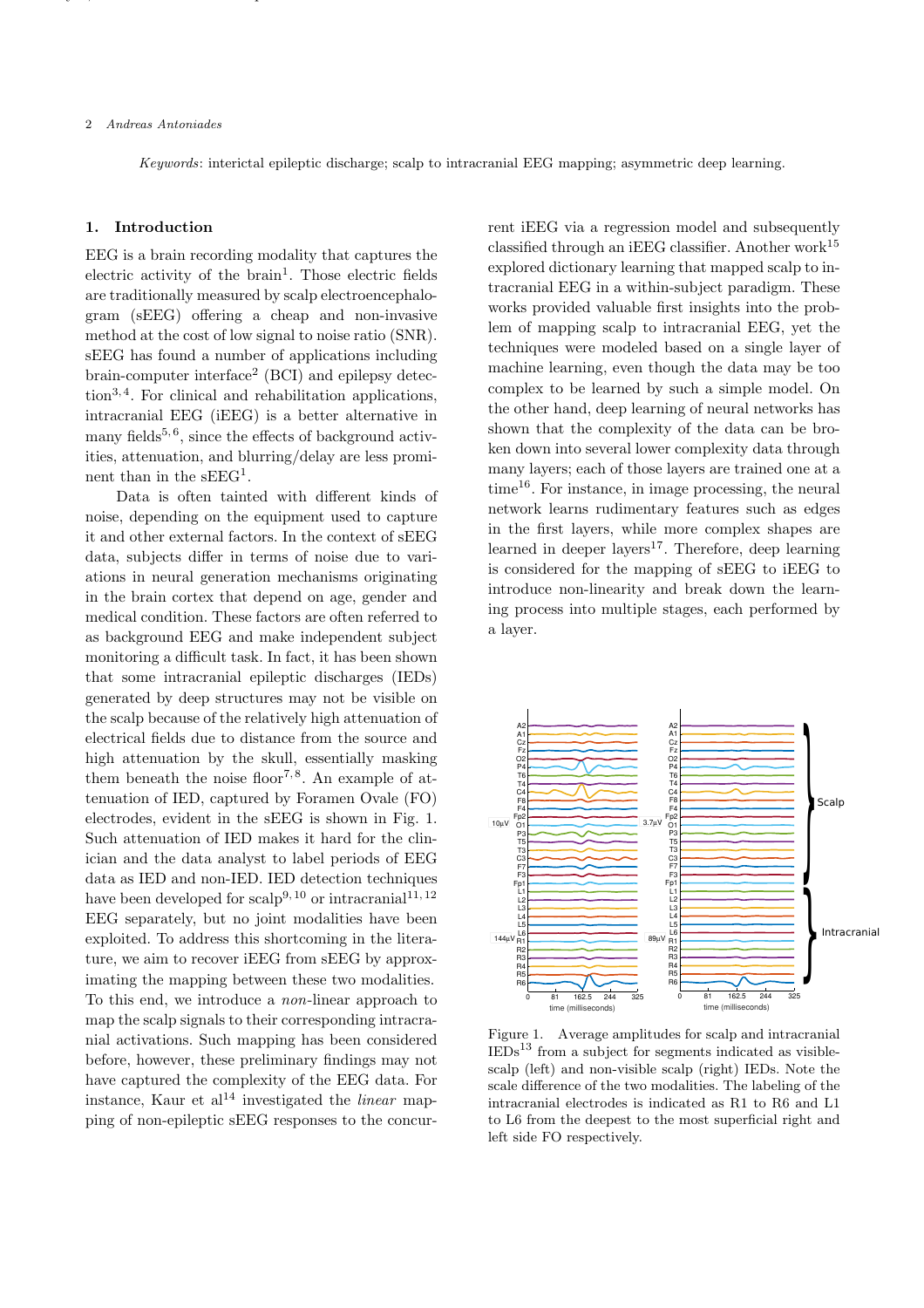*Keywords*: interictal epileptic discharge; scalp to intracranial EEG mapping; asymmetric deep learning.

## 1. Introduction

EEG is a brain recording modality that captures the electric activity of the brain[1]. Those electric fields are traditionally measured by scalp electroencephalogram (sEEG) offering a cheap and non-invasive method at the cost of low signal to noise ratio (SNR). sEEG has found a number of applications including brain-computer interface[2] (BCI) and epilepsy detection[3,4]. For clinical and rehabilitation applications, intracranial EEG (iEEG) is a better alternative in many fields[5,6], since the effects of background activities, attenuation, and blurring/delay are less prominent than in the sEEG[1].

Data is often tainted with different kinds of noise, depending on the equipment used to capture it and other external factors. In the context of sEEG data, subjects differ in terms of noise due to variations in neural generation mechanisms originating in the brain cortex that depend on age, gender and medical condition. These factors are often referred to as background EEG and make independent subject monitoring a difficult task. In fact, it has been shown that some intracranial epileptic discharges (IEDs) generated by deep structures may not be visible on the scalp because of the relatively high attenuation of electrical fields due to distance from the source and high attenuation by the skull, essentially masking them beneath the noise floor[7,8]. An example of attenuation of IED, captured by Foramen Ovale (FO) electrodes, evident in the sEEG is shown in Fig. 1. Such attenuation of IED makes it hard for the clinician and the data analyst to label periods of EEG data as IED and non-IED. IED detection techniques have been developed for scalp[9,10] or intracranial[11,12] EEG separately, but no joint modalities have been exploited. To address this shortcoming in the literature, we aim to recover iEEG from sEEG by approximating the mapping between these two modalities. To this end, we introduce a *non*-linear approach to map the scalp signals to their corresponding intracranial activations. Such mapping has been considered before, however, these preliminary findings may not have captured the complexity of the EEG data. For instance, Kaur et al[14] investigated the *linear* mapping of non-epileptic sEEG responses to the concurrent iEEG via a regression model and subsequently classified through an iEEG classifier. Another work[15] explored dictionary learning that mapped scalp to intracranial EEG in a within-subject paradigm. These works provided valuable first insights into the problem of mapping scalp to intracranial EEG, yet the techniques were modeled based on a single layer of machine learning, even though the data may be too complex to be learned by such a simple model. On the other hand, deep learning of neural networks has shown that the complexity of the data can be broken down into several lower complexity data through many layers; each of those layers are trained one at a time[16]. For instance, in image processing, the neural network learns rudimentary features such as edges in the first layers, while more complex shapes are learned in deeper layers[17]. Therefore, deep learning is considered for the mapping of sEEG to iEEG to introduce non-linearity and break down the learning process into multiple stages, each performed by a layer.

Figure 1. Average amplitudes for scalp and intracranial IEDs[13] from a subject for segments indicated as visible-scalp (left) and non-visible scalp (right) IEDs. Note the scale difference of the two modalities. The labeling of the intracranial electrodes is indicated as R1 to R6 and L1 to L6 from the deepest to the most superficial right and left side FO respectively.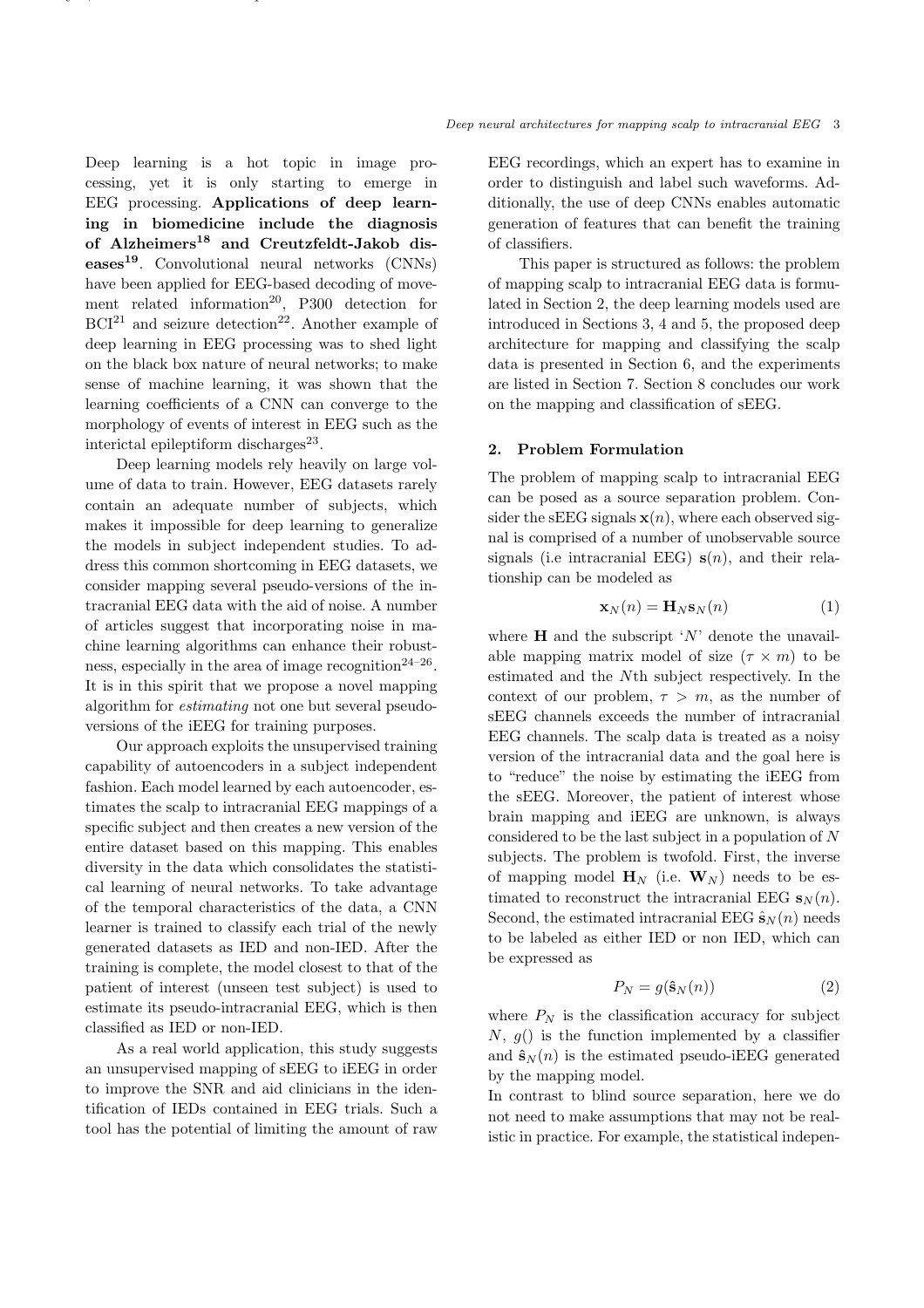Deep learning is a hot topic in image processing, yet it is only starting to emerge in EEG processing. **Applications of deep learning in biomedicine include the diagnosis of Alzheimers[18] and Creutzfeldt-Jakob diseases[19]**. Convolutional neural networks (CNNs) have been applied for EEG-based decoding of movement related information[20], P300 detection for BCI[21] and seizure detection[22]. Another example of deep learning in EEG processing was to shed light on the black box nature of neural networks; to make sense of machine learning, it was shown that the learning coefficients of a CNN can converge to the morphology of events of interest in EEG such as the interictal epileptiform discharges[23].

Deep learning models rely heavily on large volume of data to train. However, EEG datasets rarely contain an adequate number of subjects, which makes it impossible for deep learning to generalize the models in subject independent studies. To address this common shortcoming in EEG datasets, we consider mapping several pseudo-versions of the intracranial EEG data with the aid of noise. A number of articles suggest that incorporating noise in machine learning algorithms can enhance their robustness, especially in the area of image recognition[24–26]. It is in this spirit that we propose a novel mapping algorithm for *estimating* not one but several pseudo-versions of the iEEG for training purposes.

Our approach exploits the unsupervised training capability of autoencoders in a subject independent fashion. Each model learned by each autoencoder, estimates the scalp to intracranial EEG mappings of a specific subject and then creates a new version of the entire dataset based on this mapping. This enables diversity in the data which consolidates the statistical learning of neural networks. To take advantage of the temporal characteristics of the data, a CNN learner is trained to classify each trial of the newly generated datasets as IED and non-IED. After the training is complete, the model closest to that of the patient of interest (unseen test subject) is used to estimate its pseudo-intracranial EEG, which is then classified as IED or non-IED.

As a real world application, this study suggests an unsupervised mapping of sEEG to iEEG in order to improve the SNR and aid clinicians in the identification of IEDs contained in EEG trials. Such a tool has the potential of limiting the amount of raw EEG recordings, which an expert has to examine in order to distinguish and label such waveforms. Additionally, the use of deep CNNs enables automatic generation of features that can benefit the training of classifiers.

This paper is structured as follows: the problem of mapping scalp to intracranial EEG data is formulated in Section 2, the deep learning models used are introduced in Sections 3, 4 and 5, the proposed deep architecture for mapping and classifying the scalp data is presented in Section 6, and the experiments are listed in Section 7. Section 8 concludes our work on the mapping and classification of sEEG.

## 2. Problem Formulation

The problem of mapping scalp to intracranial EEG can be posed as a source separation problem. Consider the sEEG signals $\mathbf{x}(n)$, where each observed signal is comprised of a number of unobservable source signals (i.e intracranial EEG) $\mathbf{s}(n)$, and their relationship can be modeled as

$$\mathbf{x}_N(n) = \mathbf{H}_N \mathbf{s}_N(n) \tag{1}$$

where $\mathbf{H}$ and the subscript '$N$' denote the unavailable mapping matrix model of size $(\tau \times m)$ to be estimated and the $N$th subject respectively. In the context of our problem, $\tau > m$, as the number of sEEG channels exceeds the number of intracranial EEG channels. The scalp data is treated as a noisy version of the intracranial data and the goal here is to "reduce" the noise by estimating the iEEG from the sEEG. Moreover, the patient of interest whose brain mapping and iEEG are unknown, is always considered to be the last subject in a population of $N$ subjects. The problem is twofold. First, the inverse of mapping model $\mathbf{H}_N$ (i.e. $\mathbf{W}_N$) needs to be estimated to reconstruct the intracranial EEG $\mathbf{s}_N(n)$. Second, the estimated intracranial EEG $\hat{\mathbf{s}}_N(n)$ needs to be labeled as either IED or non IED, which can be expressed as

$$P_N = g(\hat{\mathbf{s}}_N(n)) \tag{2}$$

where $P_N$ is the classification accuracy for subject $N$, $g()$ is the function implemented by a classifier and $\hat{\mathbf{s}}_N(n)$ is the estimated pseudo-iEEG generated by the mapping model.

In contrast to blind source separation, here we do not need to make assumptions that may not be realistic in practice. For example, the statistical indepen-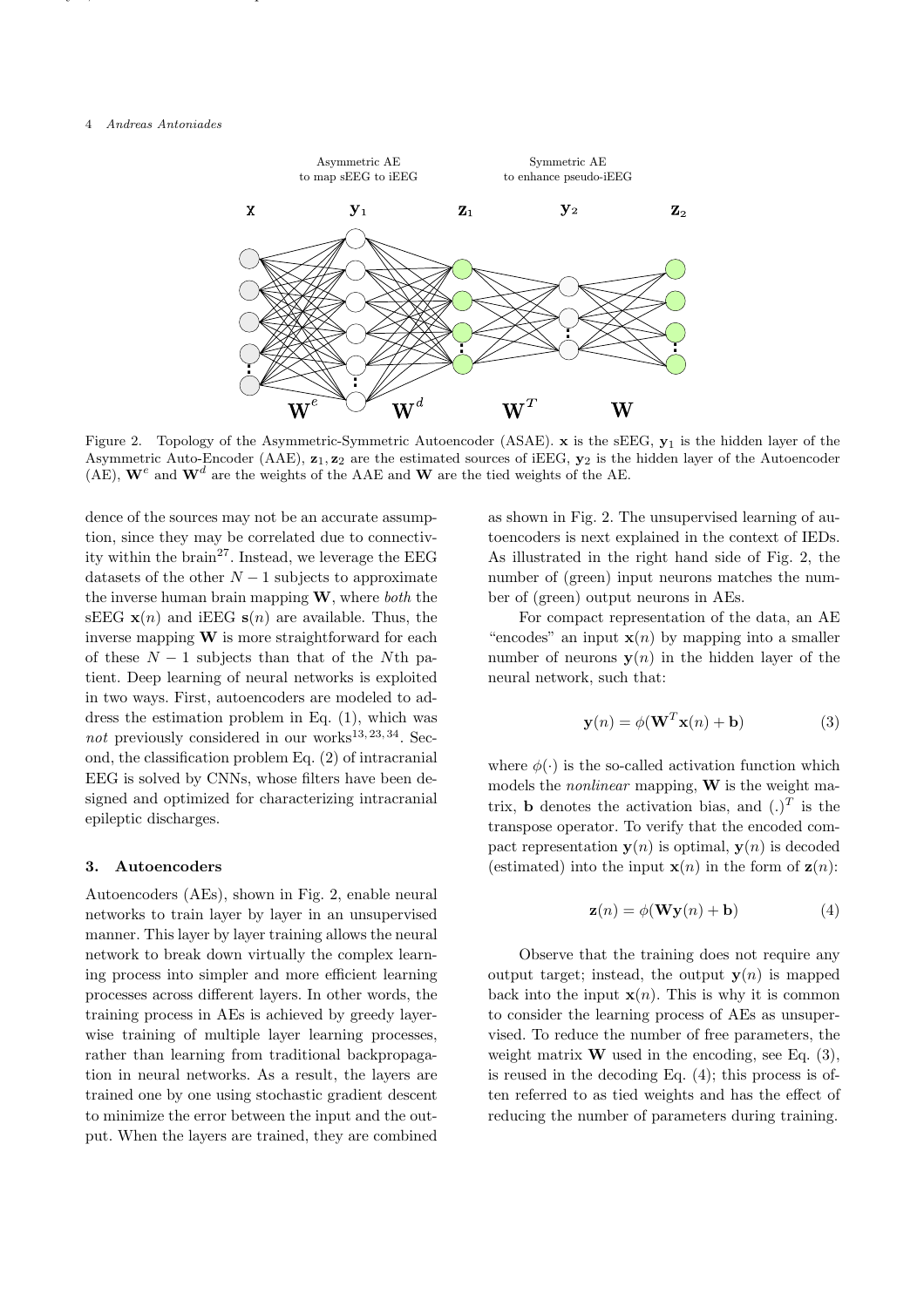Figure 2. Topology of the Asymmetric-Symmetric Autoencoder (ASAE). $\mathbf{x}$ is the sEEG, $\mathbf{y}_1$ is the hidden layer of the Asymmetric Auto-Encoder (AAE), $\mathbf{z}_1, \mathbf{z}_2$ are the estimated sources of iEEG, $\mathbf{y}_2$ is the hidden layer of the Autoencoder (AE), $\mathbf{W}^e$ and $\mathbf{W}^d$ are the weights of the AAE and $\mathbf{W}$ are the tied weights of the AE.

dence of the sources may not be an accurate assumption, since they may be correlated due to connectivity within the brain[27]. Instead, we leverage the EEG datasets of the other $N-1$ subjects to approximate the inverse human brain mapping $\mathbf{W}$, where *both* the sEEG $\mathbf{x}(n)$ and iEEG $\mathbf{s}(n)$ are available. Thus, the inverse mapping $\mathbf{W}$ is more straightforward for each of these $N-1$ subjects than that of the $N$th patient. Deep learning of neural networks is exploited in two ways. First, autoencoders are modeled to address the estimation problem in Eq. (1), which was *not* previously considered in our works[13,23,34]. Second, the classification problem Eq. (2) of intracranial EEG is solved by CNNs, whose filters have been designed and optimized for characterizing intracranial epileptic discharges.

## 3. Autoencoders

Autoencoders (AEs), shown in Fig. 2, enable neural networks to train layer by layer in an unsupervised manner. This layer by layer training allows the neural network to break down virtually the complex learning process into simpler and more efficient learning processes across different layers. In other words, the training process in AEs is achieved by greedy layer-wise training of multiple layer learning processes, rather than learning from traditional backpropagation in neural networks. As a result, the layers are trained one by one using stochastic gradient descent to minimize the error between the input and the output. When the layers are trained, they are combined as shown in Fig. 2. The unsupervised learning of autoencoders is next explained in the context of IEDs. As illustrated in the right hand side of Fig. 2, the number of (green) input neurons matches the number of (green) output neurons in AEs.

For compact representation of the data, an AE "encodes" an input $\mathbf{x}(n)$ by mapping into a smaller number of neurons $\mathbf{y}(n)$ in the hidden layer of the neural network, such that:

$$\mathbf{y}(n) = \phi(\mathbf{W}^T\mathbf{x}(n) + \mathbf{b}) \tag{3}$$

where $\phi(\cdot)$ is the so-called activation function which models the *nonlinear* mapping, $\mathbf{W}$ is the weight matrix, $\mathbf{b}$ denotes the activation bias, and $(.)^T$ is the transpose operator. To verify that the encoded compact representation $\mathbf{y}(n)$ is optimal, $\mathbf{y}(n)$ is decoded (estimated) into the input $\mathbf{x}(n)$ in the form of $\mathbf{z}(n)$:

$$\mathbf{z}(n) = \phi(\mathbf{W}\mathbf{y}(n) + \mathbf{b}) \tag{4}$$

Observe that the training does not require any output target; instead, the output $\mathbf{y}(n)$ is mapped back into the input $\mathbf{x}(n)$. This is why it is common to consider the learning process of AEs as unsupervised. To reduce the number of free parameters, the weight matrix $\mathbf{W}$ used in the encoding, see Eq. (3), is reused in the decoding Eq. (4); this process is often referred to as tied weights and has the effect of reducing the number of parameters during training.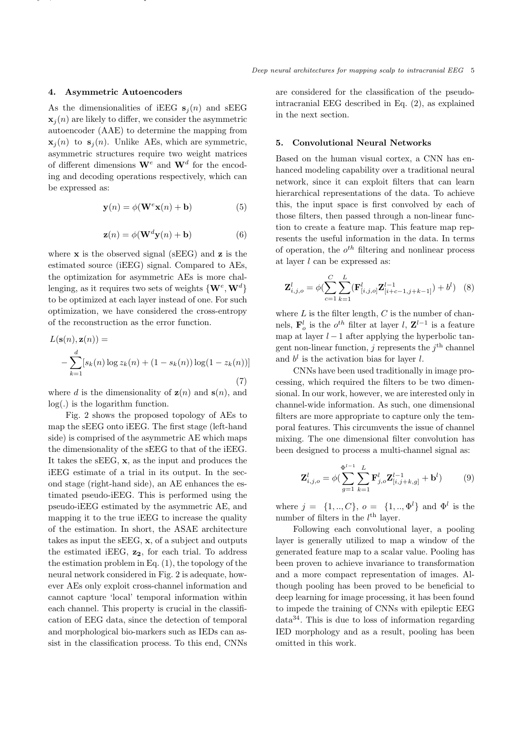## 4. Asymmetric Autoencoders

As the dimensionalities of iEEG $\mathbf{s}_j(n)$ and sEEG $\mathbf{x}_j(n)$ are likely to differ, we consider the asymmetric autoencoder (AAE) to determine the mapping from $\mathbf{x}_j(n)$ to $\mathbf{s}_j(n)$. Unlike AEs, which are symmetric, asymmetric structures require two weight matrices of different dimensions $\mathbf{W}^e$ and $\mathbf{W}^d$ for the encoding and decoding operations respectively, which can be expressed as:

$$\mathbf{y}(n) = \phi(\mathbf{W}^e\mathbf{x}(n) + \mathbf{b}) \tag{5}$$

$$\mathbf{z}(n) = \phi(\mathbf{W}^d\mathbf{y}(n) + \mathbf{b}) \tag{6}$$

where $\mathbf{x}$ is the observed signal (sEEG) and $\mathbf{z}$ is the estimated source (iEEG) signal. Compared to AEs, the optimization for asymmetric AEs is more challenging, as it requires two sets of weights $\{\mathbf{W}^e, \mathbf{W}^d\}$ to be optimized at each layer instead of one. For such optimization, we have considered the cross-entropy of the reconstruction as the error function.

$$L(\mathbf{s}(n), \mathbf{z}(n)) = -\sum_{k=1}^{d}[s_k(n)\log z_k(n) + (1 - s_k(n))\log(1 - z_k(n))] \tag{7}$$

where $d$ is the dimensionality of $\mathbf{z}(n)$ and $\mathbf{s}(n)$, and $\log(.)$ is the logarithm function.

Fig. 2 shows the proposed topology of AEs to map the sEEG onto iEEG. The first stage (left-hand side) is comprised of the asymmetric AE which maps the dimensionality of the sEEG to that of the iEEG. It takes the sEEG, $\mathbf{x}$, as the input and produces the iEEG estimate of a trial in its output. In the second stage (right-hand side), an AE enhances the estimated pseudo-iEEG. This is performed using the pseudo-iEEG estimated by the asymmetric AE, and mapping it to the true iEEG to increase the quality of the estimation. In short, the ASAE architecture takes as input the sEEG, $\mathbf{x}$, of a subject and outputs the estimated iEEG, $\mathbf{z_2}$, for each trial. To address the estimation problem in Eq. (1), the topology of the neural network considered in Fig. 2 is adequate, however AEs only exploit cross-channel information and cannot capture 'local' temporal information within each channel. This property is crucial in the classification of EEG data, since the detection of temporal and morphological bio-markers such as IEDs can assist in the classification process. To this end, CNNs are considered for the classification of the pseudo-intracranial EEG described in Eq. (2), as explained in the next section.

## 5. Convolutional Neural Networks

Based on the human visual cortex, a CNN has enhanced modeling capability over a traditional neural network, since it can exploit filters that can learn hierarchical representations of the data. To achieve this, the input space is first convolved by each of those filters, then passed through a non-linear function to create a feature map. This feature map represents the useful information in the data. In terms of operation, the $o^{th}$ filtering and nonlinear process at layer $l$ can be expressed as:

$$\mathbf{Z}^l_{i,j,o} = \phi(\sum_{c=1}^{C}\sum_{k=1}^{L}(\mathbf{F}^l_{[i,j,o]}\mathbf{Z}^{l-1}_{[i+c-1,j+k-1]}) + b^l) \tag{8}$$

where $L$ is the filter length, $C$ is the number of channels, $\mathbf{F}^l_o$ is the $o^{th}$ filter at layer $l$, $\mathbf{Z}^{l-1}$ is a feature map at layer $l-1$ after applying the hyperbolic tangent non-linear function, $j$ represents the $j^{\text{th}}$ channel and $b^l$ is the activation bias for layer $l$.

CNNs have been used traditionally in image processing, which required the filters to be two dimensional. In our work, however, we are interested only in channel-wide information. As such, one dimensional filters are more appropriate to capture only the temporal features. This circumvents the issue of channel mixing. The one dimensional filter convolution has been designed to process a multi-channel signal as:

$$\mathbf{Z}^l_{i,j,o} = \phi(\sum_{g=1}^{\Phi^{l-1}}\sum_{k=1}^{L}\mathbf{F}^l_{j,o}\mathbf{Z}^{l-1}_{[i,j+k,g]} + \mathbf{b}^l) \tag{9}$$

where $j = \{1,..,C\}$, $o = \{1,..,\Phi^l\}$ and $\Phi^l$ is the number of filters in the $l^{\text{th}}$ layer.

Following each convolutional layer, a pooling layer is generally utilized to map a window of the generated feature map to a scalar value. Pooling has been proven to achieve invariance to transformation and a more compact representation of images. Although pooling has been proved to be beneficial to deep learning for image processing, it has been found to impede the training of CNNs with epileptic EEG data[34]. This is due to loss of information regarding IED morphology and as a result, pooling has been omitted in this work.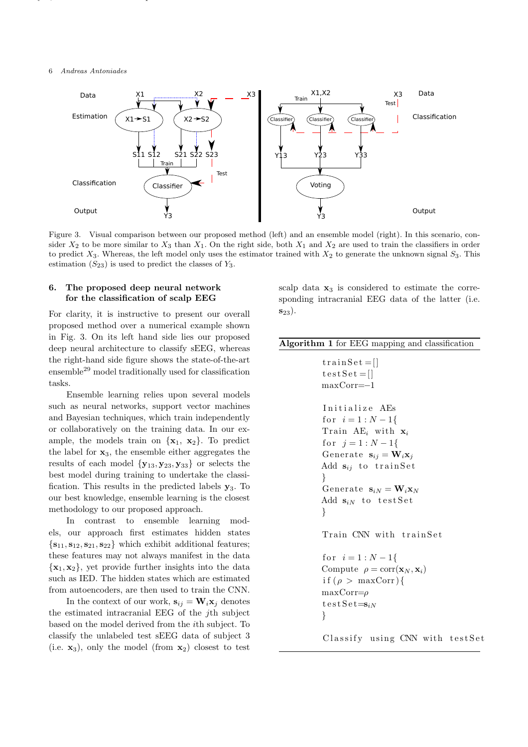Figure 3. Visual comparison between our proposed method (left) and an ensemble model (right). In this scenario, consider $X_2$ to be more similar to $X_3$ than $X_1$. On the right side, both $X_1$ and $X_2$ are used to train the classifiers in order to predict $X_3$. Whereas, the left model only uses the estimator trained with $X_2$ to generate the unknown signal $S_3$. This estimation ($S_{23}$) is used to predict the classes of $Y_3$.

## 6. The proposed deep neural network for the classification of scalp EEG

For clarity, it is instructive to present our overall proposed method over a numerical example shown in Fig. 3. On its left hand side lies our proposed deep neural architecture to classify sEEG, whereas the right-hand side figure shows the state-of-the-art ensemble[29] model traditionally used for classification tasks.

Ensemble learning relies upon several models such as neural networks, support vector machines and Bayesian techniques, which train independently or collaboratively on the training data. In our example, the models train on $\{\mathbf{x}_1, \mathbf{x}_2\}$. To predict the label for $\mathbf{x}_3$, the ensemble either aggregates the results of each model $\{\mathbf{y}_{13}, \mathbf{y}_{23}, \mathbf{y}_{33}\}$ or selects the best model during training to undertake the classification. This results in the predicted labels $\mathbf{y}_3$. To our best knowledge, ensemble learning is the closest methodology to our proposed approach.

In contrast to ensemble learning models, our approach first estimates hidden states $\{\mathbf{s}_{11}, \mathbf{s}_{12}, \mathbf{s}_{21}, \mathbf{s}_{22}\}$ which exhibit additional features; these features may not always manifest in the data $\{\mathbf{x}_1, \mathbf{x}_2\}$, yet provide further insights into the data such as IED. The hidden states which are estimated from the autoencoders, are then used to train the CNN.

In the context of our work, $\mathbf{s}_{ij} = \mathbf{W}_i \mathbf{x}_j$ denotes the estimated intracranial EEG of the $j$th subject based on the model derived from the $i$th subject. To classify the unlabeled test sEEG data of subject 3 (i.e. $\mathbf{x}_3$), only the model (from $\mathbf{x}_2$) closest to test scalp data $\mathbf{x}_3$ is considered to estimate the corresponding intracranial EEG data of the latter (i.e. $\mathbf{s}_{23}$).

**Algorithm 1** for EEG mapping and classification

```
trainSet=[]
testSet=[]
maxCorr=-1

Initialize AEs
for i=1:N-1{
Train AE_i with x_i
for j=1:N-1{
Generate s_ij = W_i x_j
Add s_ij to trainSet
}
Generate s_iN = W_i x_N
Add s_iN to testSet
}

Train CNN with trainSet

for i=1:N-1{
Compute ρ = corr(x_N, x_i)
if(ρ > maxCorr){
maxCorr=ρ
testSet=s_iN
}

Classify using CNN with testSet
```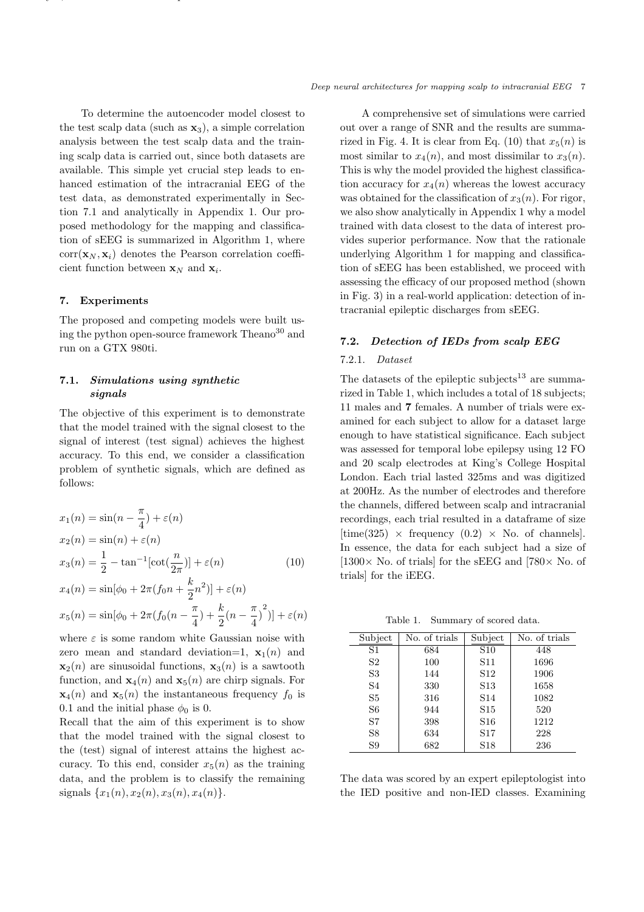To determine the autoencoder model closest to the test scalp data (such as $\mathbf{x}_3$), a simple correlation analysis between the test scalp data and the training scalp data is carried out, since both datasets are available. This simple yet crucial step leads to enhanced estimation of the intracranial EEG of the test data, as demonstrated experimentally in Section 7.1 and analytically in Appendix 1. Our proposed methodology for the mapping and classification of sEEG is summarized in Algorithm 1, where $\text{corr}(\mathbf{x}_N, \mathbf{x}_i)$ denotes the Pearson correlation coefficient function between $\mathbf{x}_N$ and $\mathbf{x}_i$.

## 7. Experiments

The proposed and competing models were built using the python open-source framework Theano[30] and run on a GTX 980ti.

### 7.1. *Simulations using synthetic signals*

The objective of this experiment is to demonstrate that the model trained with the signal closest to the signal of interest (test signal) achieves the highest accuracy. To this end, we consider a classification problem of synthetic signals, which are defined as follows:

$$
\begin{aligned}
x_1(n) &= \sin(n - \frac{\pi}{4}) + \varepsilon(n) \\
x_2(n) &= \sin(n) + \varepsilon(n) \\
x_3(n) &= \frac{1}{2} - \tan^{-1}[\cot(\frac{n}{2\pi})] + \varepsilon(n) \\
x_4(n) &= \sin[\phi_0 + 2\pi(f_0 n + \frac{k}{2}n^2)] + \varepsilon(n) \\
x_5(n) &= \sin[\phi_0 + 2\pi(f_0(n - \frac{\pi}{4}) + \frac{k}{2}(n - \frac{\pi}{4})^2)] + \varepsilon(n)
\end{aligned}
\tag{10}
$$

where $\varepsilon$ is some random white Gaussian noise with zero mean and standard deviation=1, $\mathbf{x}_1(n)$ and $\mathbf{x}_2(n)$ are sinusoidal functions, $\mathbf{x}_3(n)$ is a sawtooth function, and $\mathbf{x}_4(n)$ and $\mathbf{x}_5(n)$ are chirp signals. For $\mathbf{x}_4(n)$ and $\mathbf{x}_5(n)$ the instantaneous frequency $f_0$ is 0.1 and the initial phase $\phi_0$ is 0.

Recall that the aim of this experiment is to show that the model trained with the signal closest to the (test) signal of interest attains the highest accuracy. To this end, consider $x_5(n)$ as the training data, and the problem is to classify the remaining signals $\{x_1(n), x_2(n), x_3(n), x_4(n)\}$.

A comprehensive set of simulations were carried out over a range of SNR and the results are summarized in Fig. 4. It is clear from Eq. (10) that $x_5(n)$ is most similar to $x_4(n)$, and most dissimilar to $x_3(n)$. This is why the model provided the highest classification accuracy for $x_4(n)$ whereas the lowest accuracy was obtained for the classification of $x_3(n)$. For rigor, we also show analytically in Appendix 1 why a model trained with data closest to the data of interest provides superior performance. Now that the rationale underlying Algorithm 1 for mapping and classification of sEEG has been established, we proceed with assessing the efficacy of our proposed method (shown in Fig. 3) in a real-world application: detection of intracranial epileptic discharges from sEEG.

### 7.2. *Detection of IEDs from scalp EEG*

#### 7.2.1. *Dataset*

The datasets of the epileptic subjects[13] are summarized in Table 1, which includes a total of 18 subjects; 11 males and **7** females. A number of trials were examined for each subject to allow for a dataset large enough to have statistical significance. Each subject was assessed for temporal lobe epilepsy using 12 FO and 20 scalp electrodes at King's College Hospital London. Each trial lasted 325ms and was digitized at 200Hz. As the number of electrodes and therefore the channels, differed between scalp and intracranial recordings, each trial resulted in a dataframe of size [time(325) $\times$ frequency (0.2) $\times$ No. of channels]. In essence, the data for each subject had a size of [1300$\times$ No. of trials] for the sEEG and [780$\times$ No. of trials] for the iEEG.

Table 1. Summary of scored data.

| Subject | No. of trials | Subject | No. of trials |
|---|---|---|---|
| S1 | 684 | S10 | 448 |
| S2 | 100 | S11 | 1696 |
| S3 | 144 | S12 | 1906 |
| S4 | 330 | S13 | 1658 |
| S5 | 316 | S14 | 1082 |
| S6 | 944 | S15 | 520 |
| S7 | 398 | S16 | 1212 |
| S8 | 634 | S17 | 228 |
| S9 | 682 | S18 | 236 |

The data was scored by an expert epileptologist into the IED positive and non-IED classes. Examining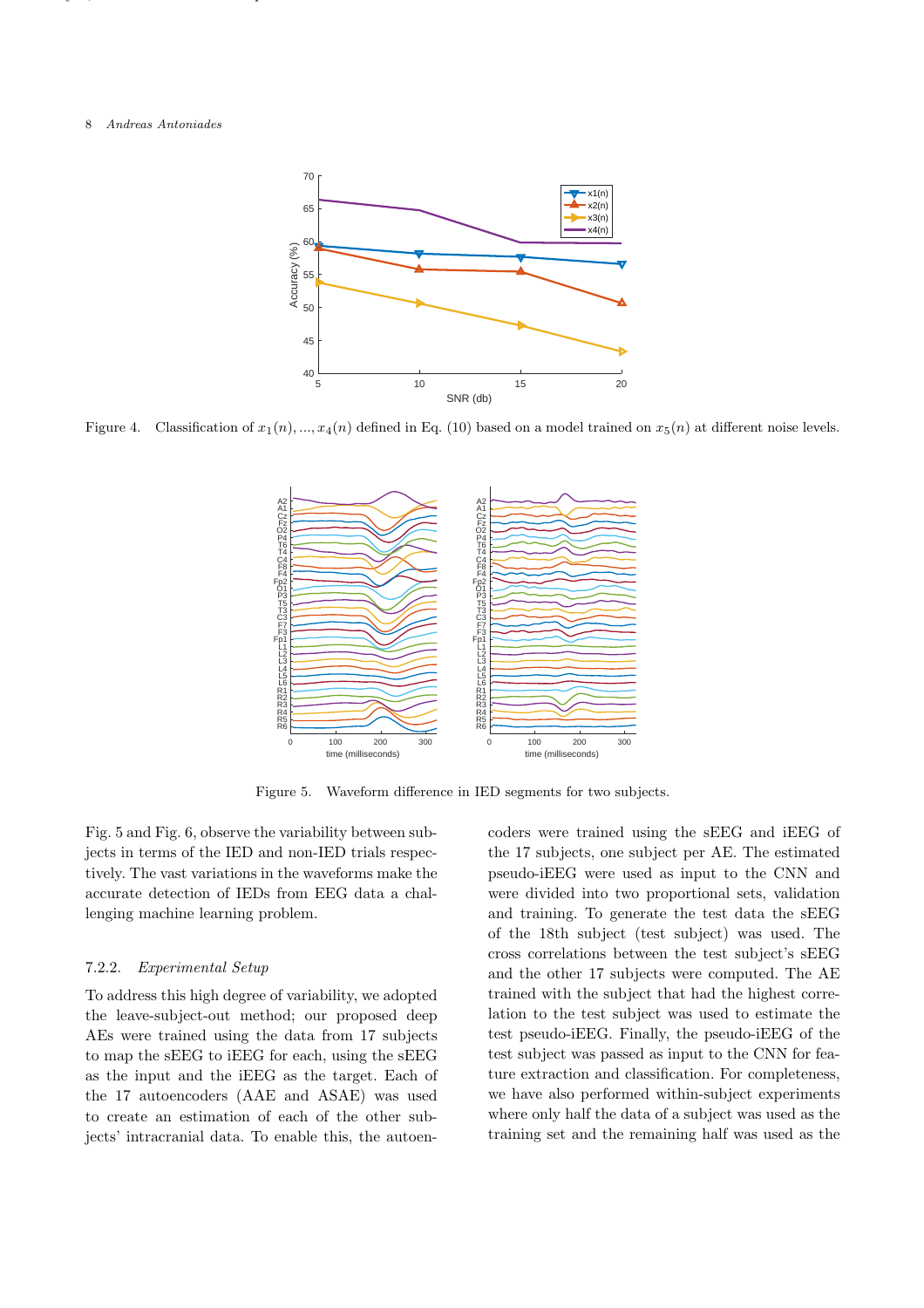Figure 4. Classification of $x_1(n), ..., x_4(n)$ defined in Eq. (10) based on a model trained on $x_5(n)$ at different noise levels.

Figure 5. Waveform difference in IED segments for two subjects.

Fig. 5 and Fig. 6, observe the variability between subjects in terms of the IED and non-IED trials respectively. The vast variations in the waveforms make the accurate detection of IEDs from EEG data a challenging machine learning problem.

### 7.2.2. *Experimental Setup*

To address this high degree of variability, we adopted the leave-subject-out method; our proposed deep AEs were trained using the data from 17 subjects to map the sEEG to iEEG for each, using the sEEG as the input and the iEEG as the target. Each of the 17 autoencoders (AAE and ASAE) was used to create an estimation of each of the other subjects' intracranial data. To enable this, the autoencoders were trained using the sEEG and iEEG of the 17 subjects, one subject per AE. The estimated pseudo-iEEG were used as input to the CNN and were divided into two proportional sets, validation and training. To generate the test data the sEEG of the 18th subject (test subject) was used. The cross correlations between the test subject's sEEG and the other 17 subjects were computed. The AE trained with the subject that had the highest correlation to the test subject was used to estimate the test pseudo-iEEG. Finally, the pseudo-iEEG of the test subject was passed as input to the CNN for feature extraction and classification. For completeness, we have also performed within-subject experiments where only half the data of a subject was used as the training set and the remaining half was used as the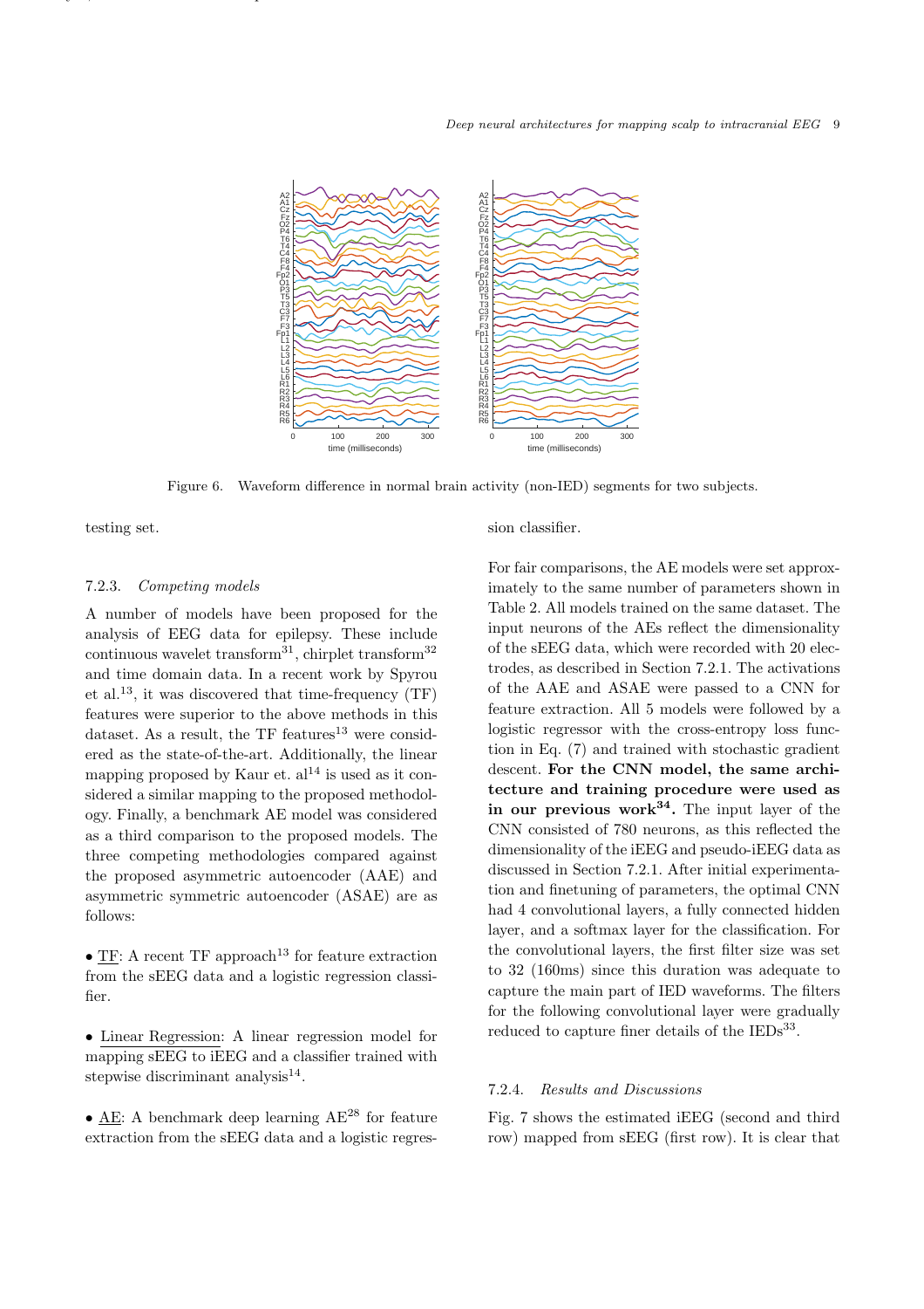Figure 6. Waveform difference in normal brain activity (non-IED) segments for two subjects.

testing set.

#### 7.2.3. *Competing models*

A number of models have been proposed for the analysis of EEG data for epilepsy. These include continuous wavelet transform[31], chirplet transform[32] and time domain data. In a recent work by Spyrou et al.[13], it was discovered that time-frequency (TF) features were superior to the above methods in this dataset. As a result, the TF features[13] were considered as the state-of-the-art. Additionally, the linear mapping proposed by Kaur et. al[14] is used as it considered a similar mapping to the proposed methodology. Finally, a benchmark AE model was considered as a third comparison to the proposed models. The three competing methodologies compared against the proposed asymmetric autoencoder (AAE) and asymmetric symmetric autoencoder (ASAE) are as follows:

- TF: A recent TF approach[13] for feature extraction from the sEEG data and a logistic regression classifier.
- Linear Regression: A linear regression model for mapping sEEG to iEEG and a classifier trained with stepwise discriminant analysis[14].
- AE: A benchmark deep learning AE[28] for feature extraction from the sEEG data and a logistic regression classifier.

For fair comparisons, the AE models were set approximately to the same number of parameters shown in Table 2. All models trained on the same dataset. The input neurons of the AEs reflect the dimensionality of the sEEG data, which were recorded with 20 electrodes, as described in Section 7.2.1. The activations of the AAE and ASAE were passed to a CNN for feature extraction. All 5 models were followed by a logistic regressor with the cross-entropy loss function in Eq. (7) and trained with stochastic gradient descent. **For the CNN model, the same architecture and training procedure were used as in our previous work[34].** The input layer of the CNN consisted of 780 neurons, as this reflected the dimensionality of the iEEG and pseudo-iEEG data as discussed in Section 7.2.1. After initial experimentation and finetuning of parameters, the optimal CNN had 4 convolutional layers, a fully connected hidden layer, and a softmax layer for the classification. For the convolutional layers, the first filter size was set to 32 (160ms) since this duration was adequate to capture the main part of IED waveforms. The filters for the following convolutional layer were gradually reduced to capture finer details of the IEDs[33].

#### 7.2.4. *Results and Discussions*

Fig. 7 shows the estimated iEEG (second and third row) mapped from sEEG (first row). It is clear that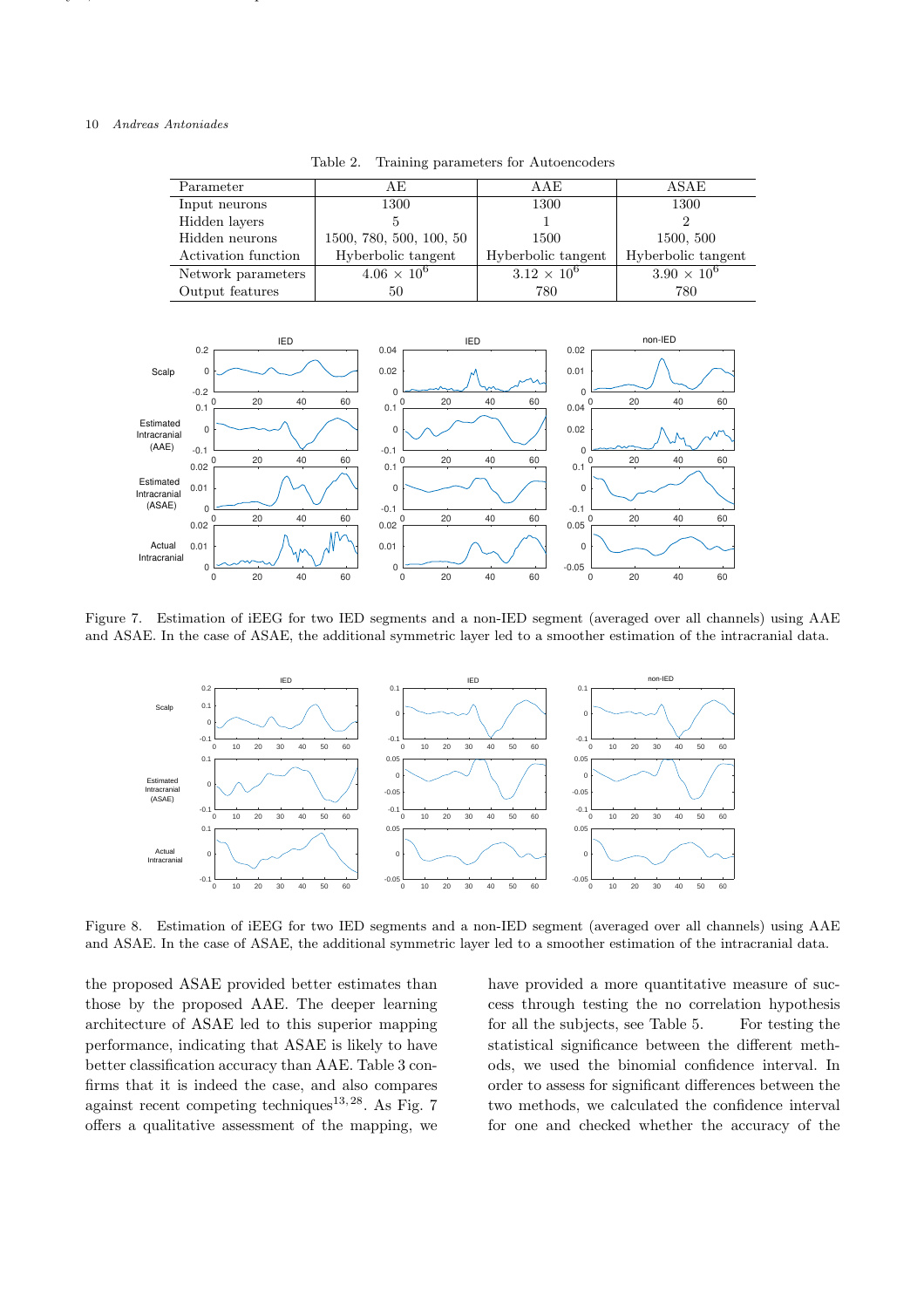Table 2. Training parameters for Autoencoders

| Parameter | AE | AAE | ASAE |
|---|---|---|---|
| Input neurons | 1300 | 1300 | 1300 |
| Hidden layers | 5 | 1 | 2 |
| Hidden neurons | 1500, 780, 500, 100, 50 | 1500 | 1500, 500 |
| Activation function | Hyberbolic tangent | Hyberbolic tangent | Hyberbolic tangent |
| Network parameters | $4.06 \times 10^6$ | $3.12 \times 10^6$ | $3.90 \times 10^6$ |
| Output features | 50 | 780 | 780 |

Figure 7. Estimation of iEEG for two IED segments and a non-IED segment (averaged over all channels) using AAE and ASAE. In the case of ASAE, the additional symmetric layer led to a smoother estimation of the intracranial data.

Figure 8. Estimation of iEEG for two IED segments and a non-IED segment (averaged over all channels) using AAE and ASAE. In the case of ASAE, the additional symmetric layer led to a smoother estimation of the intracranial data.

the proposed ASAE provided better estimates than those by the proposed AAE. The deeper learning architecture of ASAE led to this superior mapping performance, indicating that ASAE is likely to have better classification accuracy than AAE. Table 3 confirms that it is indeed the case, and also compares against recent competing techniques[13, 28]. As Fig. 7 offers a qualitative assessment of the mapping, we have provided a more quantitative measure of success through testing the no correlation hypothesis for all the subjects, see Table 5. For testing the statistical significance between the different methods, we used the binomial confidence interval. In order to assess for significant differences between the two methods, we calculated the confidence interval for one and checked whether the accuracy of the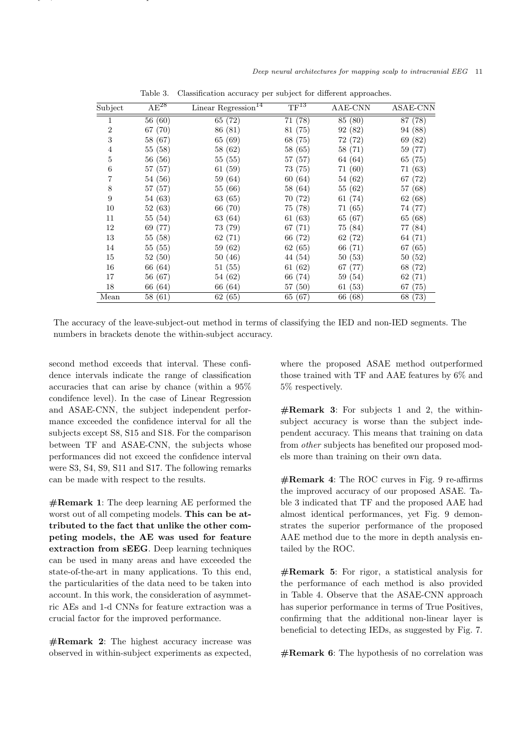Table 3. Classification accuracy per subject for different approaches.

| Subject | AE[28] | Linear Regression[14] | TF[13] | AAE-CNN | ASAE-CNN |
|---|---|---|---|---|---|
| 1 | 56 (60) | 65 (72) | 71 (78) | 85 (80) | 87 (78) |
| 2 | 67 (70) | 86 (81) | 81 (75) | 92 (82) | 94 (88) |
| 3 | 58 (67) | 65 (69) | 68 (75) | 72 (72) | 69 (82) |
| 4 | 55 (58) | 58 (62) | 58 (65) | 58 (71) | 59 (77) |
| 5 | 56 (56) | 55 (55) | 57 (57) | 64 (64) | 65 (75) |
| 6 | 57 (57) | 61 (59) | 73 (75) | 71 (60) | 71 (63) |
| 7 | 54 (56) | 59 (64) | 60 (64) | 54 (62) | 67 (72) |
| 8 | 57 (57) | 55 (66) | 58 (64) | 55 (62) | 57 (68) |
| 9 | 54 (63) | 63 (65) | 70 (72) | 61 (74) | 62 (68) |
| 10 | 52 (63) | 66 (70) | 75 (78) | 71 (65) | 74 (77) |
| 11 | 55 (54) | 63 (64) | 61 (63) | 65 (67) | 65 (68) |
| 12 | 69 (77) | 73 (79) | 67 (71) | 75 (84) | 77 (84) |
| 13 | 55 (58) | 62 (71) | 66 (72) | 62 (72) | 64 (71) |
| 14 | 55 (55) | 59 (62) | 62 (65) | 66 (71) | 67 (65) |
| 15 | 52 (50) | 50 (46) | 44 (54) | 50 (53) | 50 (52) |
| 16 | 66 (64) | 51 (55) | 61 (62) | 67 (77) | 68 (72) |
| 17 | 56 (67) | 54 (62) | 66 (74) | 59 (54) | 62 (71) |
| 18 | 66 (64) | 66 (64) | 57 (50) | 61 (53) | 67 (75) |
| Mean | 58 (61) | 62 (65) | 65 (67) | 66 (68) | 68 (73) |

The accuracy of the leave-subject-out method in terms of classifying the IED and non-IED segments. The numbers in brackets denote the within-subject accuracy.

second method exceeds that interval. These confidence intervals indicate the range of classification accuracies that can arise by chance (within a 95% condifence level). In the case of Linear Regression and ASAE-CNN, the subject independent performance exceeded the confidence interval for all the subjects except S8, S15 and S18. For the comparison between TF and ASAE-CNN, the subjects whose performances did not exceed the confidence interval were S3, S4, S9, S11 and S17. The following remarks can be made with respect to the results.

**#Remark 1**: The deep learning AE performed the worst out of all competing models. **This can be attributed to the fact that unlike the other competing models, the AE was used for feature extraction from sEEG**. Deep learning techniques can be used in many areas and have exceeded the state-of-the-art in many applications. To this end, the particularities of the data need to be taken into account. In this work, the consideration of asymmetric AEs and 1-d CNNs for feature extraction was a crucial factor for the improved performance.

**#Remark 2**: The highest accuracy increase was observed in within-subject experiments as expected, where the proposed ASAE method outperformed those trained with TF and AAE features by 6% and 5% respectively.

**#Remark 3**: For subjects 1 and 2, the within-subject accuracy is worse than the subject independent accuracy. This means that training on data from *other* subjects has benefited our proposed models more than training on their own data.

**#Remark 4**: The ROC curves in Fig. 9 re-affirms the improved accuracy of our proposed ASAE. Table 3 indicated that TF and the proposed AAE had almost identical performances, yet Fig. 9 demonstrates the superior performance of the proposed AAE method due to the more in depth analysis entailed by the ROC.

**#Remark 5**: For rigor, a statistical analysis for the performance of each method is also provided in Table 4. Observe that the ASAE-CNN approach has superior performance in terms of True Positives, confirming that the additional non-linear layer is beneficial to detecting IEDs, as suggested by Fig. 7.

**#Remark 6**: The hypothesis of no correlation was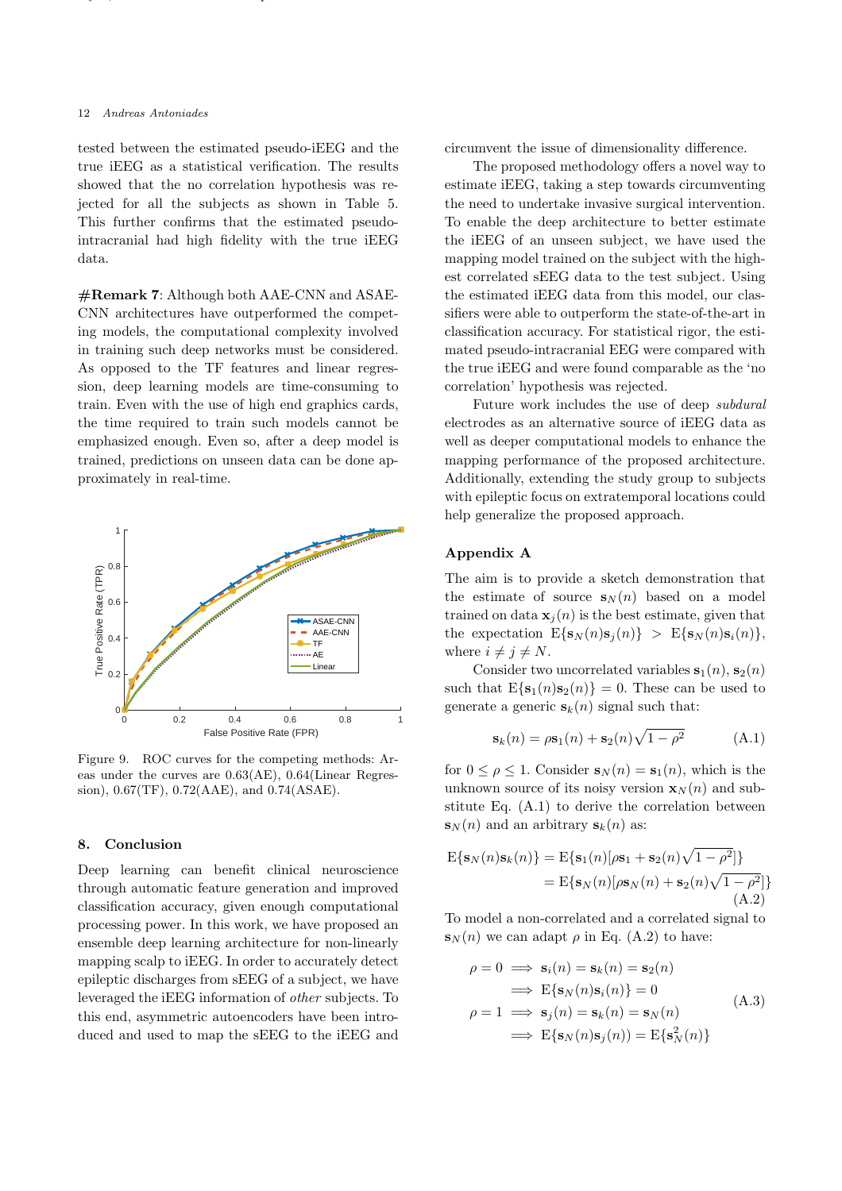tested between the estimated pseudo-iEEG and the true iEEG as a statistical verification. The results showed that the no correlation hypothesis was rejected for all the subjects as shown in Table 5. This further confirms that the estimated pseudo-intracranial had high fidelity with the true iEEG data.

**#Remark 7**: Although both AAE-CNN and ASAE-CNN architectures have outperformed the competing models, the computational complexity involved in training such deep networks must be considered. As opposed to the TF features and linear regression, deep learning models are time-consuming to train. Even with the use of high end graphics cards, the time required to train such models cannot be emphasized enough. Even so, after a deep model is trained, predictions on unseen data can be done approximately in real-time.

True Positive Rate (TPR)
False Positive Rate (FPR)
0
0.2
0.4
0.6
0.8
1
ASAE-CNN
AAE-CNN
TF
AE
Linear

Figure 9. ROC curves for the competing methods: Areas under the curves are 0.63(AE), 0.64(Linear Regression), 0.67(TF), 0.72(AAE), and 0.74(ASAE).

## 8. Conclusion

Deep learning can benefit clinical neuroscience through automatic feature generation and improved classification accuracy, given enough computational processing power. In this work, we have proposed an ensemble deep learning architecture for non-linearly mapping scalp to iEEG. In order to accurately detect epileptic discharges from sEEG of a subject, we have leveraged the iEEG information of *other* subjects. To this end, asymmetric autoencoders have been introduced and used to map the sEEG to the iEEG and circumvent the issue of dimensionality difference.

The proposed methodology offers a novel way to estimate iEEG, taking a step towards circumventing the need to undertake invasive surgical intervention. To enable the deep architecture to better estimate the iEEG of an unseen subject, we have used the mapping model trained on the subject with the highest correlated sEEG data to the test subject. Using the estimated iEEG data from this model, our classifiers were able to outperform the state-of-the-art in classification accuracy. For statistical rigor, the estimated pseudo-intracranial EEG were compared with the true iEEG and were found comparable as the 'no correlation' hypothesis was rejected.

Future work includes the use of deep *subdural* electrodes as an alternative source of iEEG data as well as deeper computational models to enhance the mapping performance of the proposed architecture. Additionally, extending the study group to subjects with epileptic focus on extratemporal locations could help generalize the proposed approach.

## Appendix A

The aim is to provide a sketch demonstration that the estimate of source $\mathbf{s}_N(n)$ based on a model trained on data $\mathbf{x}_j(n)$ is the best estimate, given that the expectation $\mathrm{E}\{\mathbf{s}_N(n)\mathbf{s}_j(n)\} > \mathrm{E}\{\mathbf{s}_N(n)\mathbf{s}_i(n)\}$, where $i \neq j \neq N$.

Consider two uncorrelated variables $\mathbf{s}_1(n)$, $\mathbf{s}_2(n)$ such that $\mathrm{E}\{\mathbf{s}_1(n)\mathbf{s}_2(n)\} = 0$. These can be used to generate a generic $\mathbf{s}_k(n)$ signal such that:

$$\mathbf{s}_k(n) = \rho\mathbf{s}_1(n) + \mathbf{s}_2(n)\sqrt{1-\rho^2} \tag{A.1}$$

for $0 \leq \rho \leq 1$. Consider $\mathbf{s}_N(n) = \mathbf{s}_1(n)$, which is the unknown source of its noisy version $\mathbf{x}_N(n)$ and substitute Eq. (A.1) to derive the correlation between $\mathbf{s}_N(n)$ and an arbitrary $\mathbf{s}_k(n)$ as:

$$\begin{aligned}\mathrm{E}\{\mathbf{s}_N(n)\mathbf{s}_k(n)\} &= \mathrm{E}\{\mathbf{s}_1(n)[\rho\mathbf{s}_1 + \mathbf{s}_2(n)\sqrt{1-\rho^2}]\} \\ &= \mathrm{E}\{\mathbf{s}_N(n)[\rho\mathbf{s}_N(n) + \mathbf{s}_2(n)\sqrt{1-\rho^2}]\}\end{aligned} \tag{A.2}$$

To model a non-correlated and a correlated signal to $\mathbf{s}_N(n)$ we can adapt $\rho$ in Eq. (A.2) to have:

$$\begin{aligned}\rho = 0 &\implies \mathbf{s}_i(n) = \mathbf{s}_k(n) = \mathbf{s}_2(n) \\ &\implies \mathrm{E}\{\mathbf{s}_N(n)\mathbf{s}_i(n)\} = 0 \\ \rho = 1 &\implies \mathbf{s}_j(n) = \mathbf{s}_k(n) = \mathbf{s}_N(n) \\ &\implies \mathrm{E}\{\mathbf{s}_N(n)\mathbf{s}_j(n)) = \mathrm{E}\{\mathbf{s}_N^2(n)\}\end{aligned} \tag{A.3}$$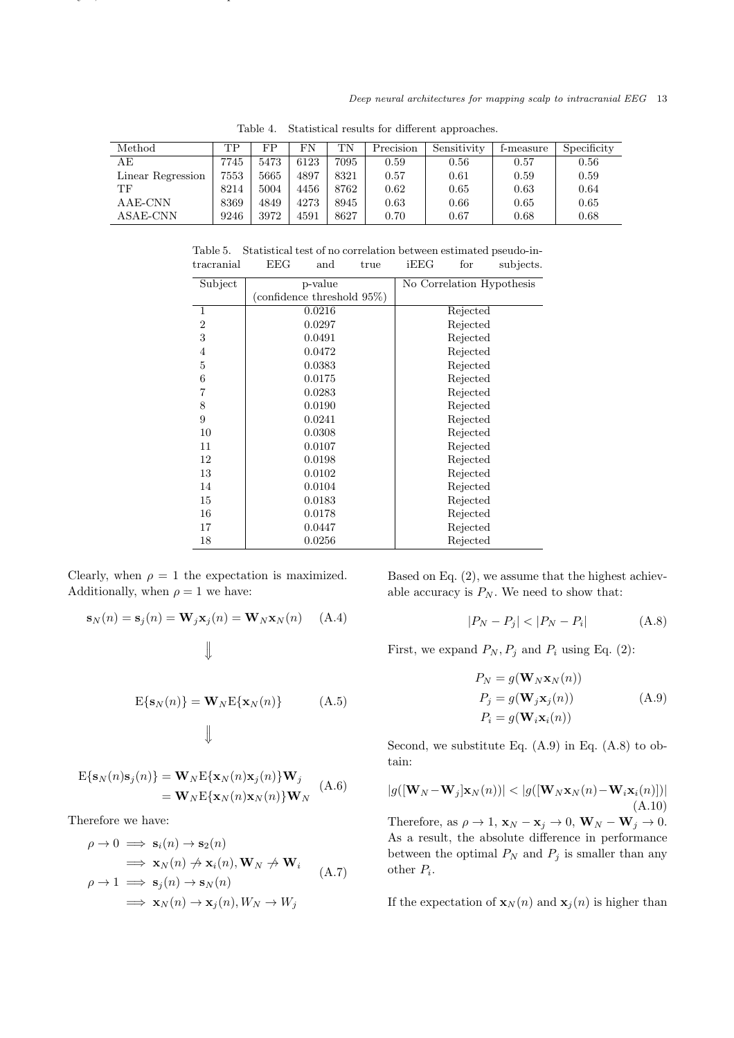Table 4. Statistical results for different approaches.

| Method | TP | FP | FN | TN | Precision | Sensitivity | f-measure | Specificity |
|---|---|---|---|---|---|---|---|---|
| AE | 7745 | 5473 | 6123 | 7095 | 0.59 | 0.56 | 0.57 | 0.56 |
| Linear Regression | 7553 | 5665 | 4897 | 8321 | 0.57 | 0.61 | 0.59 | 0.59 |
| TF | 8214 | 5004 | 4456 | 8762 | 0.62 | 0.65 | 0.63 | 0.64 |
| AAE-CNN | 8369 | 4849 | 4273 | 8945 | 0.63 | 0.66 | 0.65 | 0.65 |
| ASAE-CNN | 9246 | 3972 | 4591 | 8627 | 0.70 | 0.67 | 0.68 | 0.68 |

Table 5. Statistical test of no correlation between estimated pseudo-intracranial EEG and true iEEG for subjects.

| Subject | p-value (confidence threshold 95%) | No Correlation Hypothesis |
|---|---|---|
| 1 | 0.0216 | Rejected |
| 2 | 0.0297 | Rejected |
| 3 | 0.0491 | Rejected |
| 4 | 0.0472 | Rejected |
| 5 | 0.0383 | Rejected |
| 6 | 0.0175 | Rejected |
| 7 | 0.0283 | Rejected |
| 8 | 0.0190 | Rejected |
| 9 | 0.0241 | Rejected |
| 10 | 0.0308 | Rejected |
| 11 | 0.0107 | Rejected |
| 12 | 0.0198 | Rejected |
| 13 | 0.0102 | Rejected |
| 14 | 0.0104 | Rejected |
| 15 | 0.0183 | Rejected |
| 16 | 0.0178 | Rejected |
| 17 | 0.0447 | Rejected |
| 18 | 0.0256 | Rejected |

Clearly, when $\rho = 1$ the expectation is maximized. Additionally, when $\rho = 1$ we have:

$$\mathbf{s}_N(n) = \mathbf{s}_j(n) = \mathbf{W}_j\mathbf{x}_j(n) = \mathbf{W}_N\mathbf{x}_N(n) \quad \text{(A.4)}$$

$$\Downarrow$$

$$\mathrm{E}\{\mathbf{s}_N(n)\} = \mathbf{W}_N\mathrm{E}\{\mathbf{x}_N(n)\} \quad \text{(A.5)}$$

$$\Downarrow$$

$$\begin{aligned}\mathrm{E}\{\mathbf{s}_N(n)\mathbf{s}_j(n)\} &= \mathbf{W}_N\mathrm{E}\{\mathbf{x}_N(n)\mathbf{x}_j(n)\}\mathbf{W}_j \\ &= \mathbf{W}_N\mathrm{E}\{\mathbf{x}_N(n)\mathbf{x}_N(n)\}\mathbf{W}_N\end{aligned} \quad \text{(A.6)}$$

Therefore we have:

$$\begin{aligned}\rho \to 0 &\implies \mathbf{s}_i(n) \to \mathbf{s}_2(n) \\ &\implies \mathbf{x}_N(n) \not\to \mathbf{x}_i(n), \mathbf{W}_N \not\to \mathbf{W}_i \\ \rho \to 1 &\implies \mathbf{s}_j(n) \to \mathbf{s}_N(n) \\ &\implies \mathbf{x}_N(n) \to \mathbf{x}_j(n), W_N \to W_j\end{aligned} \quad \text{(A.7)}$$

Based on Eq. (2), we assume that the highest achievable accuracy is $P_N$. We need to show that:

$$|P_N - P_j| < |P_N - P_i| \quad \text{(A.8)}$$

First, we expand $P_N, P_j$ and $P_i$ using Eq. (2):

$$\begin{aligned}P_N &= g(\mathbf{W}_N\mathbf{x}_N(n)) \\ P_j &= g(\mathbf{W}_j\mathbf{x}_j(n)) \\ P_i &= g(\mathbf{W}_i\mathbf{x}_i(n))\end{aligned} \quad \text{(A.9)}$$

Second, we substitute Eq. (A.9) in Eq. (A.8) to obtain:

$$|g([\mathbf{W}_N - \mathbf{W}_j]\mathbf{x}_N(n))| < |g([\mathbf{W}_N\mathbf{x}_N(n) - \mathbf{W}_i\mathbf{x}_i(n)])| \quad \text{(A.10)}$$

Therefore, as $\rho \to 1$, $\mathbf{x}_N - \mathbf{x}_j \to 0$, $\mathbf{W}_N - \mathbf{W}_j \to 0$. As a result, the absolute difference in performance between the optimal $P_N$ and $P_j$ is smaller than any other $P_i$.

If the expectation of $\mathbf{x}_N(n)$ and $\mathbf{x}_j(n)$ is higher than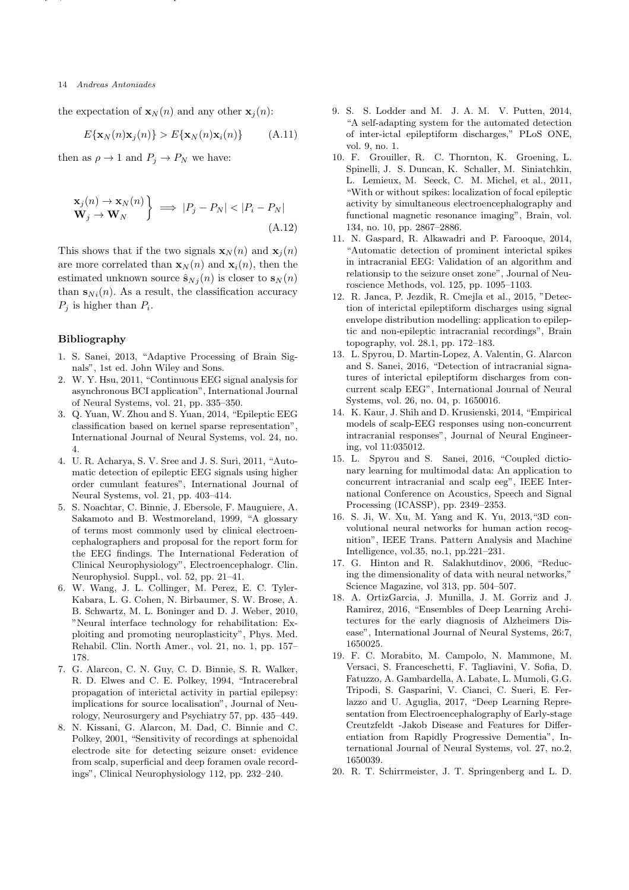the expectation of $\mathbf{x}_N(n)$ and any other $\mathbf{x}_j(n)$:

$$E\{\mathbf{x}_N(n)\mathbf{x}_j(n)\} > E\{\mathbf{x}_N(n)\mathbf{x}_i(n)\} \qquad \text{(A.11)}$$

then as $\rho \to 1$ and $P_j \to P_N$ we have:

$$\left.\begin{array}{l}\mathbf{x}_j(n) \to \mathbf{x}_N(n) \\ \mathbf{W}_j \to \mathbf{W}_N\end{array}\right\} \implies |P_j - P_N| < |P_i - P_N| \qquad \text{(A.12)}$$

This shows that if the two signals $\mathbf{x}_N(n)$ and $\mathbf{x}_j(n)$ are more correlated than $\mathbf{x}_N(n)$ and $\mathbf{x}_i(n)$, then the estimated unknown source $\hat{\mathbf{s}}_{Nj}(n)$ is closer to $\mathbf{s}_N(n)$ than $\mathbf{s}_{Ni}(n)$. As a result, the classification accuracy $P_j$ is higher than $P_i$.

## Bibliography

1. S. Sanei, 2013, "Adaptive Processing of Brain Signals", 1st ed. John Wiley and Sons.
2. W. Y. Hsu, 2011, "Continuous EEG signal analysis for asynchronous BCI application", International Journal of Neural Systems, vol. 21, pp. 335–350.
3. Q. Yuan, W. Zhou and S. Yuan, 2014, "Epileptic EEG classification based on kernel sparse representation", International Journal of Neural Systems, vol. 24, no. 4.
4. U. R. Acharya, S. V. Sree and J. S. Suri, 2011, "Automatic detection of epileptic EEG signals using higher order cumulant features", International Journal of Neural Systems, vol. 21, pp. 403–414.
5. S. Noachtar, C. Binnie, J. Ebersole, F. Mauguiere, A. Sakamoto and B. Westmoreland, 1999, "A glossary of terms most commonly used by clinical electroencephalographers and proposal for the report form for the EEG findings. The International Federation of Clinical Neurophysiology", Electroencephalogr. Clin. Neurophysiol. Suppl., vol. 52, pp. 21–41.
6. W. Wang, J. L. Collinger, M. Perez, E. C. Tyler-Kabara, L. G. Cohen, N. Birbaumer, S. W. Brose, A. B. Schwartz, M. L. Boninger and D. J. Weber, 2010, "Neural interface technology for rehabilitation: Exploiting and promoting neuroplasticity", Phys. Med. Rehabil. Clin. North Amer., vol. 21, no. 1, pp. 157–178.
7. G. Alarcon, C. N. Guy, C. D. Binnie, S. R. Walker, R. D. Elwes and C. E. Polkey, 1994, "Intracerebral propagation of interictal activity in partial epilepsy: implications for source localisation", Journal of Neurology, Neurosurgery and Psychiatry 57, pp. 435–449.
8. N. Kissani, G. Alarcon, M. Dad, C. Binnie and C. Polkey, 2001, "Sensitivity of recordings at sphenoidal electrode site for detecting seizure onset: evidence from scalp, superficial and deep foramen ovale recordings", Clinical Neurophysiology 112, pp. 232–240.
9. S. S. Lodder and M. J. A. M. V. Putten, 2014, "A self-adapting system for the automated detection of inter-ictal epileptiform discharges," PLoS ONE, vol. 9, no. 1.
10. F. Grouiller, R. C. Thornton, K. Groening, L. Spinelli, J. S. Duncan, K. Schaller, M. Siniatchkin, L. Lemieux, M. Seeck, C. M. Michel, et al., 2011, "With or without spikes: localization of focal epileptic activity by simultaneous electroencephalography and functional magnetic resonance imaging", Brain, vol. 134, no. 10, pp. 2867–2886.
11. N. Gaspard, R. Alkawadri and P. Farooque, 2014, "Automatic detection of prominent interictal spikes in intracranial EEG: Validation of an algorithm and relationsip to the seizure onset zone", Journal of Neuroscience Methods, vol. 125, pp. 1095–1103.
12. R. Janca, P. Jezdik, R. Cmejla et al., 2015, "Detection of interictal epileptiform discharges using signal envelope distribution modelling: application to epileptic and non-epileptic intracranial recordings", Brain topography, vol. 28.1, pp. 172–183.
13. L. Spyrou, D. Martin-Lopez, A. Valentin, G. Alarcon and S. Sanei, 2016, "Detection of intracranial signatures of interictal epileptiform discharges from concurrent scalp EEG", International Journal of Neural Systems, vol. 26, no. 04, p. 1650016.
14. K. Kaur, J. Shih and D. Krusienski, 2014, "Empirical models of scalp-EEG responses using non-concurrent intracranial responses", Journal of Neural Engineering, vol 11:035012.
15. L. Spyrou and S. Sanei, 2016, "Coupled dictionary learning for multimodal data: An application to concurrent intracranial and scalp eeg", IEEE International Conference on Acoustics, Speech and Signal Processing (ICASSP), pp. 2349–2353.
16. S. Ji, W. Xu, M. Yang and K. Yu, 2013,"3D convolutional neural networks for human action recognition", IEEE Trans. Pattern Analysis and Machine Intelligence, vol.35, no.1, pp.221–231.
17. G. Hinton and R. Salakhutdinov, 2006, "Reducing the dimensionality of data with neural networks," Science Magazine, vol 313, pp. 504–507.
18. A. OrtizGarcia, J. Munilla, J. M. Gorriz and J. Ramirez, 2016, "Ensembles of Deep Learning Architectures for the early diagnosis of Alzheimers Disease", International Journal of Neural Systems, 26:7, 1650025.
19. F. C. Morabito, M. Campolo, N. Mammone, M. Versaci, S. Franceschetti, F. Tagliavini, V. Sofia, D. Fatuzzo, A. Gambardella, A. Labate, L. Mumoli, G.G. Tripodi, S. Gasparini, V. Cianci, C. Sueri, E. Ferlazzo and U. Aguglia, 2017, "Deep Learning Representation from Electroencephalography of Early-stage Creutzfeldt -Jakob Disease and Features for Differentiation from Rapidly Progressive Dementia", International Journal of Neural Systems, vol. 27, no.2, 1650039.
20. R. T. Schirrmeister, J. T. Springenberg and L. D.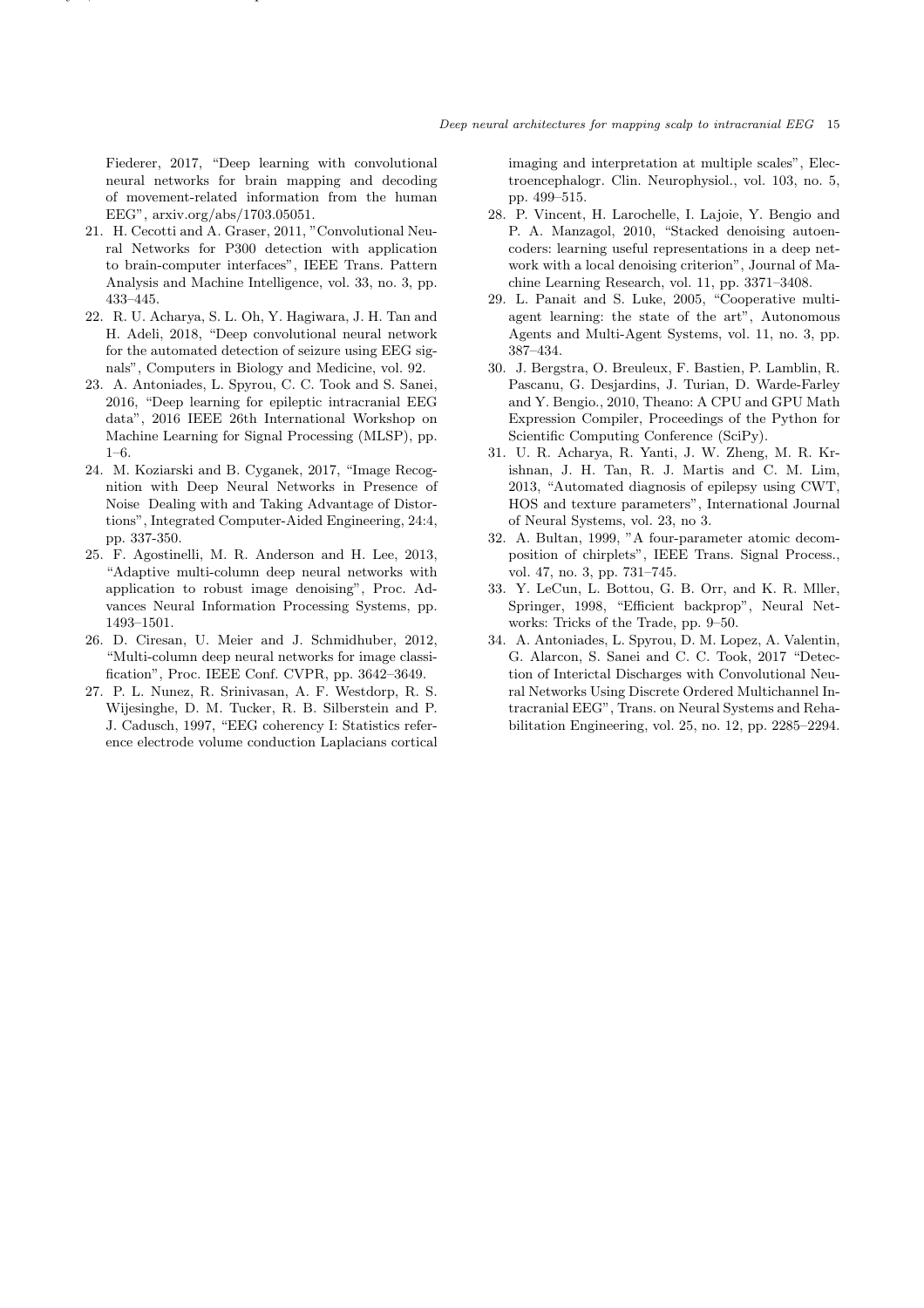Fiederer, 2017, "Deep learning with convolutional neural networks for brain mapping and decoding of movement-related information from the human EEG", arxiv.org/abs/1703.05051.

21. H. Cecotti and A. Graser, 2011, "Convolutional Neural Networks for P300 detection with application to brain-computer interfaces", IEEE Trans. Pattern Analysis and Machine Intelligence, vol. 33, no. 3, pp. 433–445.
22. R. U. Acharya, S. L. Oh, Y. Hagiwara, J. H. Tan and H. Adeli, 2018, "Deep convolutional neural network for the automated detection of seizure using EEG signals", Computers in Biology and Medicine, vol. 92.
23. A. Antoniades, L. Spyrou, C. C. Took and S. Sanei, 2016, "Deep learning for epileptic intracranial EEG data", 2016 IEEE 26th International Workshop on Machine Learning for Signal Processing (MLSP), pp. 1–6.
24. M. Koziarski and B. Cyganek, 2017, "Image Recognition with Deep Neural Networks in Presence of Noise Dealing with and Taking Advantage of Distortions", Integrated Computer-Aided Engineering, 24:4, pp. 337-350.
25. F. Agostinelli, M. R. Anderson and H. Lee, 2013, "Adaptive multi-column deep neural networks with application to robust image denoising", Proc. Advances Neural Information Processing Systems, pp. 1493–1501.
26. D. Ciresan, U. Meier and J. Schmidhuber, 2012, "Multi-column deep neural networks for image classification", Proc. IEEE Conf. CVPR, pp. 3642–3649.
27. P. L. Nunez, R. Srinivasan, A. F. Westdorp, R. S. Wijesinghe, D. M. Tucker, R. B. Silberstein and P. J. Cadusch, 1997, "EEG coherency I: Statistics reference electrode volume conduction Laplacians cortical imaging and interpretation at multiple scales", Electroencephalogr. Clin. Neurophysiol., vol. 103, no. 5, pp. 499–515.
28. P. Vincent, H. Larochelle, I. Lajoie, Y. Bengio and P. A. Manzagol, 2010, "Stacked denoising autoencoders: learning useful representations in a deep network with a local denoising criterion", Journal of Machine Learning Research, vol. 11, pp. 3371–3408.
29. L. Panait and S. Luke, 2005, "Cooperative multi-agent learning: the state of the art", Autonomous Agents and Multi-Agent Systems, vol. 11, no. 3, pp. 387–434.
30. J. Bergstra, O. Breuleux, F. Bastien, P. Lamblin, R. Pascanu, G. Desjardins, J. Turian, D. Warde-Farley and Y. Bengio., 2010, Theano: A CPU and GPU Math Expression Compiler, Proceedings of the Python for Scientific Computing Conference (SciPy).
31. U. R. Acharya, R. Yanti, J. W. Zheng, M. R. Krishnan, J. H. Tan, R. J. Martis and C. M. Lim, 2013, "Automated diagnosis of epilepsy using CWT, HOS and texture parameters", International Journal of Neural Systems, vol. 23, no 3.
32. A. Bultan, 1999, "A four-parameter atomic decomposition of chirplets", IEEE Trans. Signal Process., vol. 47, no. 3, pp. 731–745.
33. Y. LeCun, L. Bottou, G. B. Orr, and K. R. Mller, Springer, 1998, "Efficient backprop", Neural Networks: Tricks of the Trade, pp. 9–50.
34. A. Antoniades, L. Spyrou, D. M. Lopez, A. Valentin, G. Alarcon, S. Sanei and C. C. Took, 2017 "Detection of Interictal Discharges with Convolutional Neural Networks Using Discrete Ordered Multichannel Intracranial EEG", Trans. on Neural Systems and Rehabilitation Engineering, vol. 25, no. 12, pp. 2285–2294.